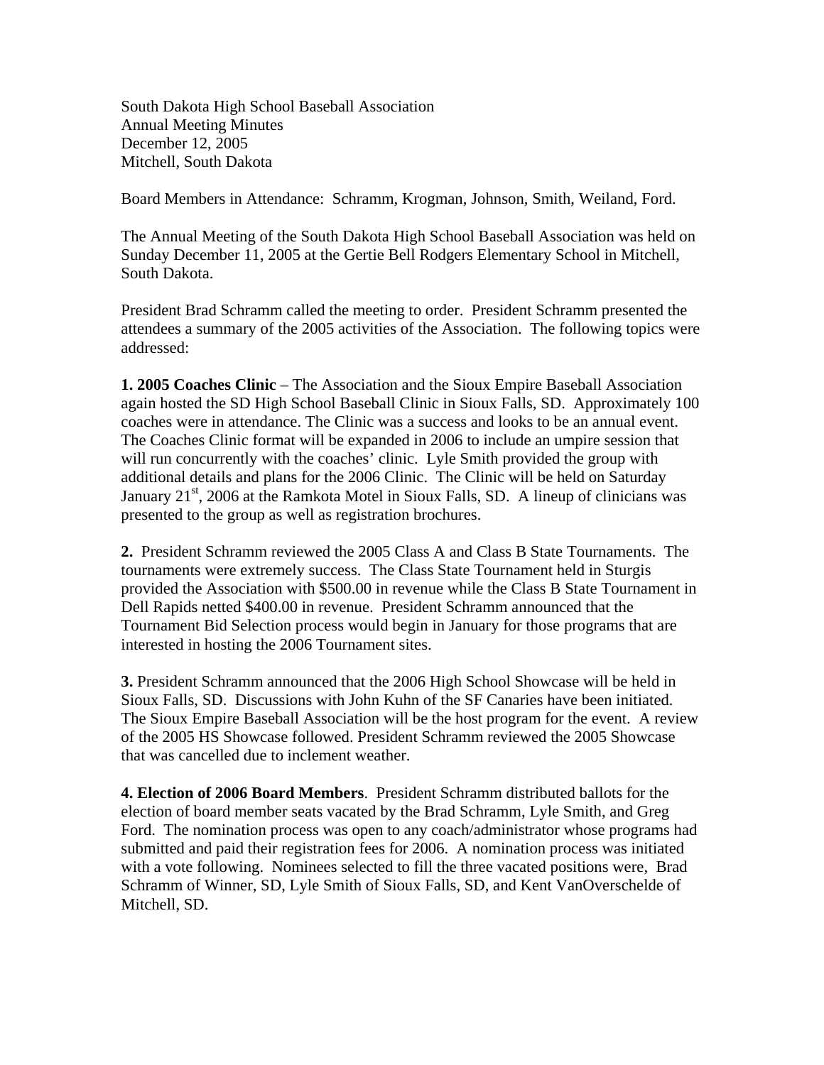South Dakota High School Baseball Association
Annual Meeting Minutes
December 12, 2005
Mitchell, South Dakota

Board Members in Attendance: Schramm, Krogman, Johnson, Smith, Weiland, Ford.

The Annual Meeting of the South Dakota High School Baseball Association was held on Sunday December 11, 2005 at the Gertie Bell Rodgers Elementary School in Mitchell, South Dakota.

President Brad Schramm called the meeting to order. President Schramm presented the attendees a summary of the 2005 activities of the Association. The following topics were addressed:

**1. 2005 Coaches Clinic** – The Association and the Sioux Empire Baseball Association again hosted the SD High School Baseball Clinic in Sioux Falls, SD. Approximately 100 coaches were in attendance. The Clinic was a success and looks to be an annual event. The Coaches Clinic format will be expanded in 2006 to include an umpire session that will run concurrently with the coaches' clinic. Lyle Smith provided the group with additional details and plans for the 2006 Clinic. The Clinic will be held on Saturday January 21st, 2006 at the Ramkota Motel in Sioux Falls, SD. A lineup of clinicians was presented to the group as well as registration brochures.

**2.** President Schramm reviewed the 2005 Class A and Class B State Tournaments. The tournaments were extremely success. The Class State Tournament held in Sturgis provided the Association with $500.00 in revenue while the Class B State Tournament in Dell Rapids netted $400.00 in revenue. President Schramm announced that the Tournament Bid Selection process would begin in January for those programs that are interested in hosting the 2006 Tournament sites.

**3.** President Schramm announced that the 2006 High School Showcase will be held in Sioux Falls, SD. Discussions with John Kuhn of the SF Canaries have been initiated. The Sioux Empire Baseball Association will be the host program for the event. A review of the 2005 HS Showcase followed. President Schramm reviewed the 2005 Showcase that was cancelled due to inclement weather.

**4. Election of 2006 Board Members**. President Schramm distributed ballots for the election of board member seats vacated by the Brad Schramm, Lyle Smith, and Greg Ford. The nomination process was open to any coach/administrator whose programs had submitted and paid their registration fees for 2006. A nomination process was initiated with a vote following. Nominees selected to fill the three vacated positions were, Brad Schramm of Winner, SD, Lyle Smith of Sioux Falls, SD, and Kent VanOverschelde of Mitchell, SD.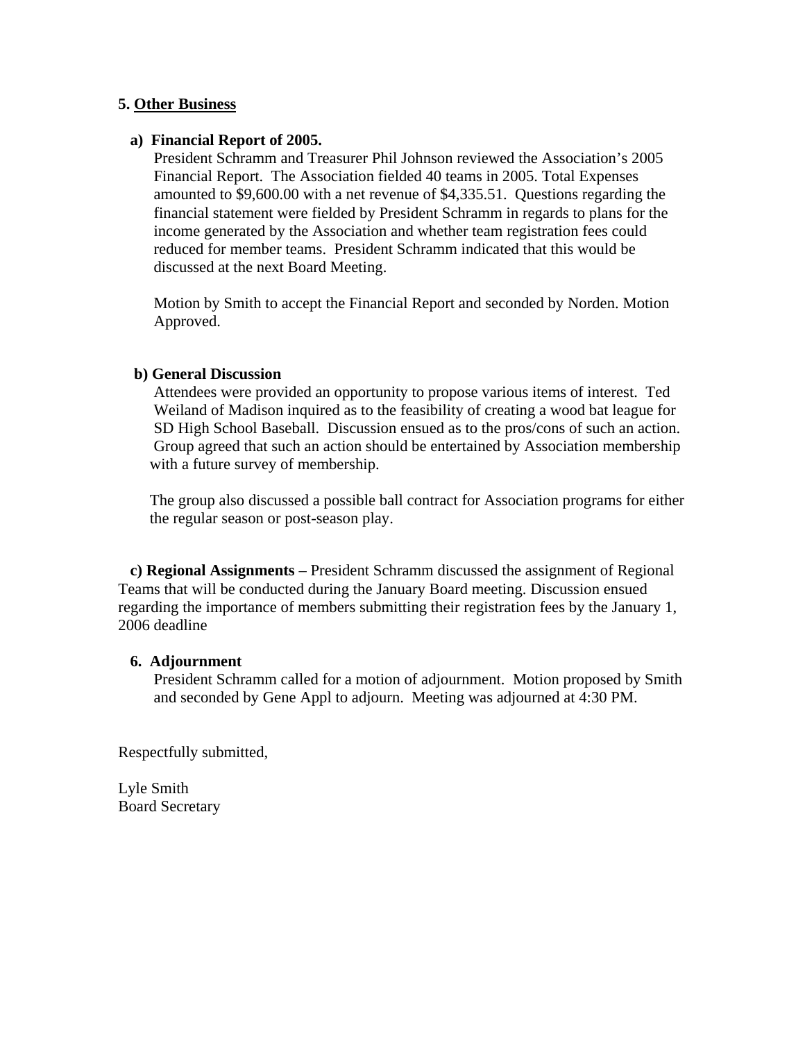**5. Other Business**

**a) Financial Report of 2005.**

President Schramm and Treasurer Phil Johnson reviewed the Association's 2005 Financial Report. The Association fielded 40 teams in 2005. Total Expenses amounted to $9,600.00 with a net revenue of $4,335.51. Questions regarding the financial statement were fielded by President Schramm in regards to plans for the income generated by the Association and whether team registration fees could reduced for member teams. President Schramm indicated that this would be discussed at the next Board Meeting.

Motion by Smith to accept the Financial Report and seconded by Norden. Motion Approved.

**b) General Discussion**

Attendees were provided an opportunity to propose various items of interest. Ted Weiland of Madison inquired as to the feasibility of creating a wood bat league for SD High School Baseball. Discussion ensued as to the pros/cons of such an action. Group agreed that such an action should be entertained by Association membership with a future survey of membership.

The group also discussed a possible ball contract for Association programs for either the regular season or post-season play.

**c) Regional Assignments** – President Schramm discussed the assignment of Regional Teams that will be conducted during the January Board meeting. Discussion ensued regarding the importance of members submitting their registration fees by the January 1, 2006 deadline

**6. Adjournment**

President Schramm called for a motion of adjournment. Motion proposed by Smith and seconded by Gene Appl to adjourn. Meeting was adjourned at 4:30 PM.

Respectfully submitted,

Lyle Smith
Board Secretary